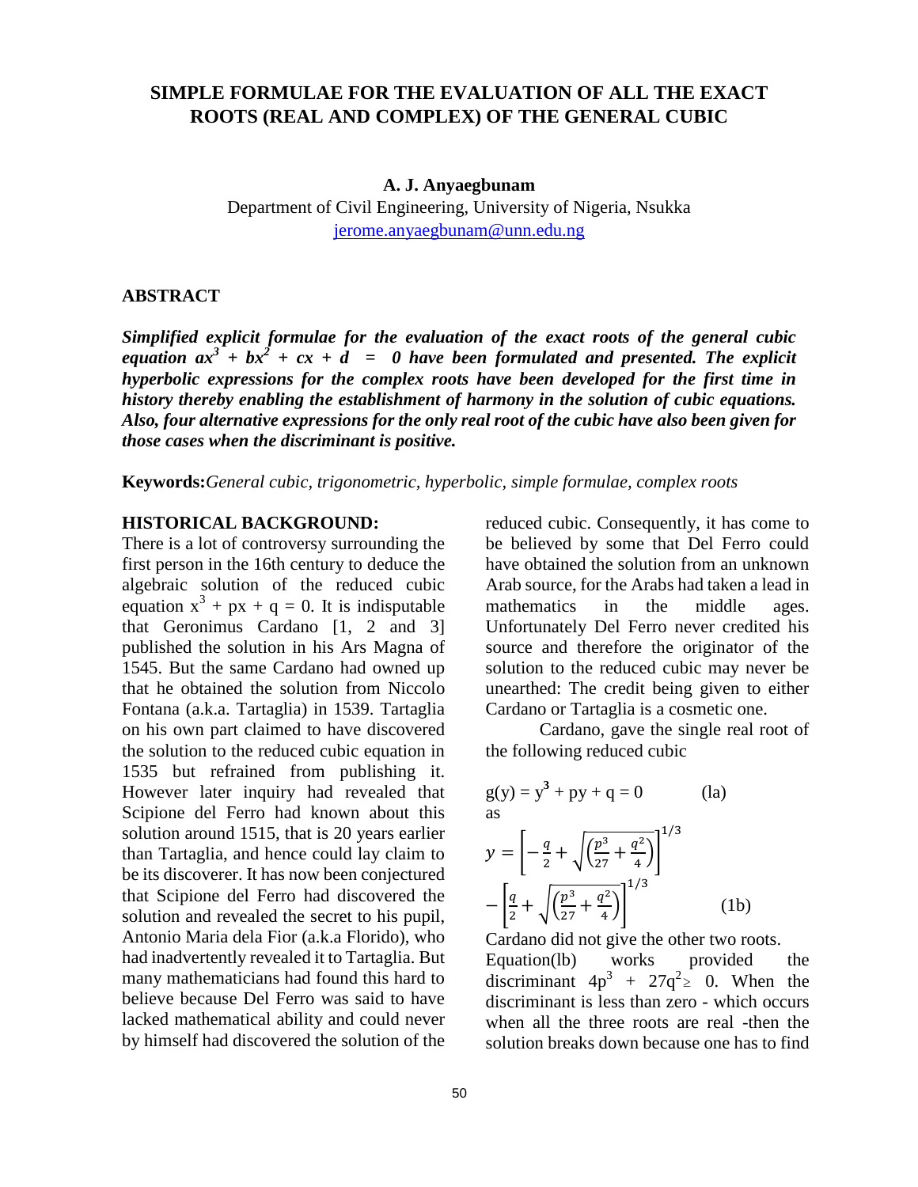# SIMPLE FORMULAE FOR THE EVALUATION OF ALL THE EXACT ROOTS (REAL AND COMPLEX) OF THE GENERAL CUBIC

**A. J. Anyaegbunam**

Department of Civil Engineering, University of Nigeria, Nsukka

jerome.anyaegbunam@unn.edu.ng

## ABSTRACT

***Simplified explicit formulae for the evaluation of the exact roots of the general cubic equation $ax^3 + bx^2 + cx + d = 0$ have been formulated and presented. The explicit hyperbolic expressions for the complex roots have been developed for the first time in history thereby enabling the establishment of harmony in the solution of cubic equations. Also, four alternative expressions for the only real root of the cubic have also been given for those cases when the discriminant is positive.***

**Keywords:** *General cubic, trigonometric, hyperbolic, simple formulae, complex roots*

## HISTORICAL BACKGROUND:

There is a lot of controversy surrounding the first person in the 16th century to deduce the algebraic solution of the reduced cubic equation $x^3 + px + q = 0$. It is indisputable that Geronimus Cardano [1, 2 and 3] published the solution in his Ars Magna of 1545. But the same Cardano had owned up that he obtained the solution from Niccolo Fontana (a.k.a. Tartaglia) in 1539. Tartaglia on his own part claimed to have discovered the solution to the reduced cubic equation in 1535 but refrained from publishing it. However later inquiry had revealed that Scipione del Ferro had known about this solution around 1515, that is 20 years earlier than Tartaglia, and hence could lay claim to be its discoverer. It has now been conjectured that Scipione del Ferro had discovered the solution and revealed the secret to his pupil, Antonio Maria dela Fior (a.k.a Florido), who had inadvertently revealed it to Tartaglia. But many mathematicians had found this hard to believe because Del Ferro was said to have lacked mathematical ability and could never by himself had discovered the solution of the reduced cubic. Consequently, it has come to be believed by some that Del Ferro could have obtained the solution from an unknown Arab source, for the Arabs had taken a lead in mathematics in the middle ages. Unfortunately Del Ferro never credited his source and therefore the originator of the solution to the reduced cubic may never be unearthed: The credit being given to either Cardano or Tartaglia is a cosmetic one.

Cardano, gave the single real root of the following reduced cubic

$$g(y) = y^3 + py + q = 0 \qquad \text{(la)}$$

as

$$y = \left[-\frac{q}{2} + \sqrt{\left(\frac{p^3}{27} + \frac{q^2}{4}\right)}\right]^{1/3} - \left[\frac{q}{2} + \sqrt{\left(\frac{p^3}{27} + \frac{q^2}{4}\right)}\right]^{1/3} \qquad \text{(1b)}$$

Cardano did not give the other two roots. Equation(lb) works provided the discriminant $4p^3 + 27q^2 \geq 0$. When the discriminant is less than zero - which occurs when all the three roots are real -then the solution breaks down because one has to find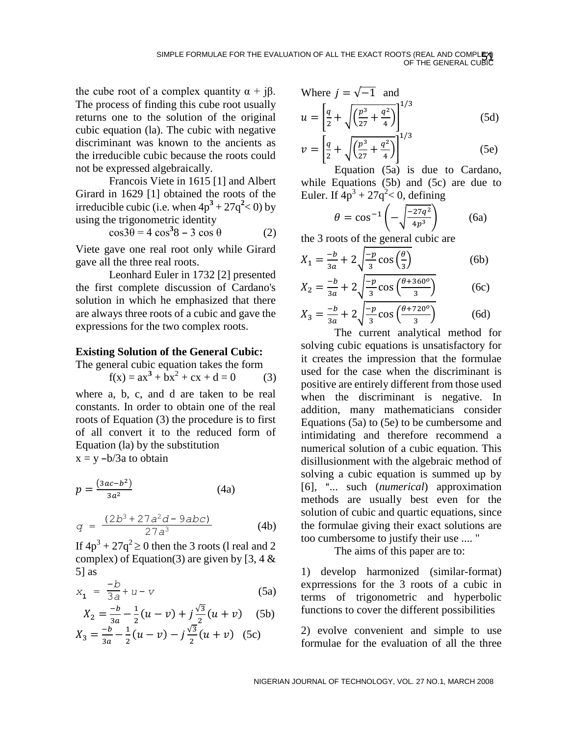the cube root of a complex quantity $\alpha + j\beta$. The process of finding this cube root usually returns one to the solution of the original cubic equation (la). The cubic with negative discriminant was known to the ancients as the irreducible cubic because the roots could not be expressed algebraically.

Francois Viete in 1615 [1] and Albert Girard in 1629 [1] obtained the roots of the irreducible cubic (i.e. when $4p^3 + 27q^2 < 0$) by using the trigonometric identity

$$\cos 3\theta = 4\cos^3 8 - 3\cos\theta \qquad (2)$$

Viete gave one real root only while Girard gave all the three real roots.

Leonhard Euler in 1732 [2] presented the first complete discussion of Cardano's solution in which he emphasized that there are always three roots of a cubic and gave the expressions for the two complex roots.

**Existing Solution of the General Cubic:**

The general cubic equation takes the form

$$f(x) = ax^3 + bx^2 + cx + d = 0 \qquad (3)$$

where a, b, c, and d are taken to be real constants. In order to obtain one of the real roots of Equation (3) the procedure is to first of all convert it to the reduced form of Equation (la) by the substitution
$x = y - b/3a$ to obtain

$$p = \frac{(3ac - b^2)}{3a^2} \qquad (4a)$$

$$q = \frac{(2b^3 + 27a^2 d - 9abc)}{27a^3} \qquad (4b)$$

If $4p^3 + 27q^2 \geq 0$ then the 3 roots (l real and 2 complex) of Equation(3) are given by [3, 4 & 5] as

$$x_1 = \frac{-b}{3a} + u - v \qquad (5a)$$

$$X_2 = \frac{-b}{3a} - \frac{1}{2}(u - v) + j\frac{\sqrt{3}}{2}(u + v) \qquad (5b)$$

$$X_3 = \frac{-b}{3a} - \frac{1}{2}(u - v) - j\frac{\sqrt{3}}{2}(u + v) \qquad (5c)$$

Where $j = \sqrt{-1}$ and

$$u = \left[\frac{q}{2} + \sqrt{\left(\frac{p^3}{27} + \frac{q^2}{4}\right)}\right]^{1/3} \qquad (5d)$$

$$v = \left[\frac{q}{2} + \sqrt{\left(\frac{p^3}{27} + \frac{q^2}{4}\right)}\right]^{1/3} \qquad (5e)$$

Equation (5a) is due to Cardano, while Equations (5b) and (5c) are due to Euler. If $4p^3 + 27q^2 < 0$, defining

$$\theta = \cos^{-1}\left(-\sqrt{\frac{-27q^2}{4p^3}}\right) \qquad (6a)$$

the 3 roots of the general cubic are

$$X_1 = \frac{-b}{3a} + 2\sqrt{\frac{-p}{3}\cos\left(\frac{\theta}{3}\right)} \qquad (6b)$$

$$X_2 = \frac{-b}{3a} + 2\sqrt{\frac{-p}{3}\cos\left(\frac{\theta + 360^o}{3}\right)} \qquad (6c)$$

$$X_3 = \frac{-b}{3a} + 2\sqrt{\frac{-p}{3}\cos\left(\frac{\theta + 720^o}{3}\right)} \qquad (6d)$$

The current analytical method for solving cubic equations is unsatisfactory for it creates the impression that the formulae used for the case when the discriminant is positive are entirely different from those used when the discriminant is negative. In addition, many mathematicians consider Equations (5a) to (5e) to be cumbersome and intimidating and therefore recommend a numerical solution of a cubic equation. This disillusionment with the algebraic method of solving a cubic equation is summed up by [6], "... such (*numerical*) approximation methods are usually best even for the solution of cubic and quartic equations, since the formulae giving their exact solutions are too cumbersome to justify their use .... "

The aims of this paper are to:

1) develop harmonized (similar-format) exprressions for the 3 roots of a cubic in terms of trigonometric and hyperbolic functions to cover the different possibilities

2) evolve convenient and simple to use formulae for the evaluation of all the three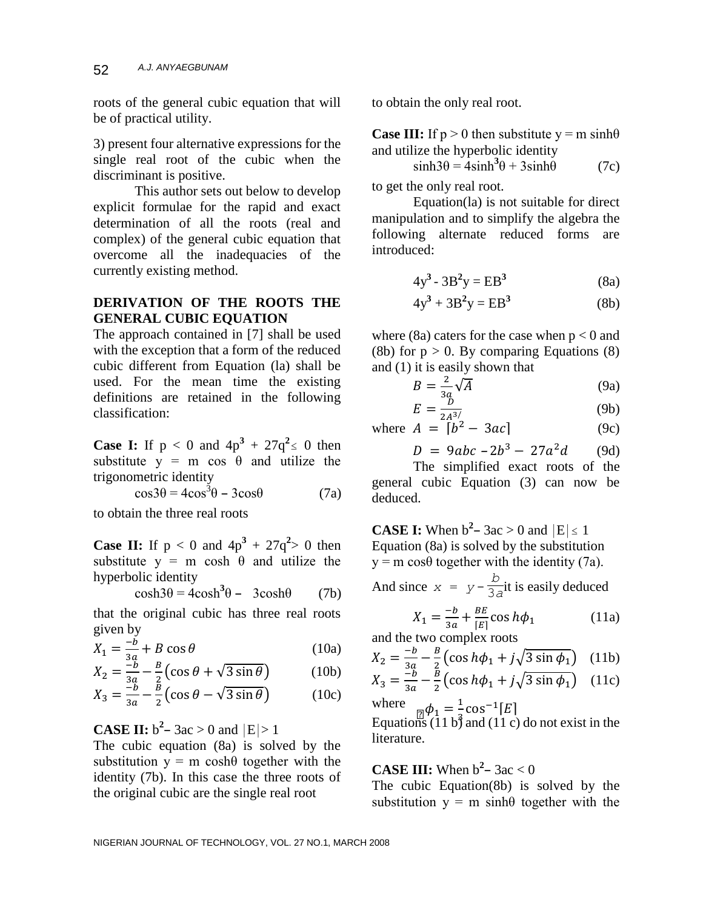roots of the general cubic equation that will be of practical utility.

3) present four alternative expressions for the single real root of the cubic when the discriminant is positive.

This author sets out below to develop explicit formulae for the rapid and exact determination of all the roots (real and complex) of the general cubic equation that overcome all the inadequacies of the currently existing method.

## DERIVATION OF THE ROOTS THE GENERAL CUBIC EQUATION

The approach contained in [7] shall be used with the exception that a form of the reduced cubic different from Equation (la) shall be used. For the mean time the existing definitions are retained in the following classification:

**Case I:** If $p < 0$ and $4p^3 + 27q^2 \leq 0$ then substitute $y = m\cos\theta$ and utilize the trigonometric identity

$$\cos 3\theta = 4\cos^3\theta - 3\cos\theta \quad (7a)$$

to obtain the three real roots

**Case II:** If $p < 0$ and $4p^3 + 27q^2 > 0$ then substitute $y = m\cosh\theta$ and utilize the hyperbolic identity

$$\cosh 3\theta = 4\cosh^3\theta - 3\cosh\theta \quad (7b)$$

to obtain the only real root.

**Case III:** If $p > 0$ then substitute $y = m\sinh\theta$ and utilize the hyperbolic identity

$$\sinh 3\theta = 4\sinh^3\theta + 3\sinh\theta \quad (7c)$$

to get the only real root.

Equation(la) is not suitable for direct manipulation and to simplify the algebra the following alternate reduced forms are introduced:

$$4y^3 - 3B^2y = EB^3 \quad (8a)$$

$$4y^3 + 3B^2y = EB^3 \quad (8b)$$

where (8a) caters for the case when $p < 0$ and (8b) for $p > 0$. By comparing Equations (8) and (1) it is easily shown that

$$B = \frac{2}{3a}\sqrt{A} \quad (9a)$$

$$E = \frac{D}{2A^{3/}} \quad (9b)$$

where $A = [b^2 - 3ac]$ (9c)

$$D = 9abc - 2b^3 - 27a^2d \quad (9d)$$

The simplified exact roots of the general cubic Equation (3) can now be deduced.

**CASE I:** When $b^2 - 3ac > 0$ and $|E| \leq 1$

Equation (8a) is solved by the substitution $y = m\cos\theta$ together with the identity (7a). And since $x = y - \frac{b}{3a}$ it is easily deduced that the original cubic has three real roots given by

$$X_1 = \frac{-b}{3a} + B\cos\theta \quad (10a)$$

$$X_2 = \frac{-b}{3a} - \frac{B}{2}\left(\cos\theta + \sqrt{3\sin\theta}\right) \quad (10b)$$

$$X_3 = \frac{-b}{3a} - \frac{B}{2}\left(\cos\theta - \sqrt{3\sin\theta}\right) \quad (10c)$$

**CASE II:** $b^2 - 3ac > 0$ and $|E| > 1$

The cubic equation (8a) is solved by the substitution $y = m\cosh\theta$ together with the identity (7b). In this case the three roots of the original cubic are the single real root

$$X_1 = \frac{-b}{3a} + \frac{BE}{|E|}\cos h\phi_1 \quad (11a)$$

and the two complex roots

$$X_2 = \frac{-b}{3a} - \frac{B}{2}\left(\cos h\phi_1 + j\sqrt{3\sin\phi_1}\right) \quad (11b)$$

$$X_3 = \frac{-b}{3a} - \frac{B}{2}\left(\cos h\phi_1 + j\sqrt{3\sin\phi_1}\right) \quad (11c)$$

where $\phi_1 = \frac{1}{3}\cos^{-1}[E]$

Equations (11 b) and (11 c) do not exist in the literature.

**CASE III:** When $b^2 - 3ac < 0$

The cubic Equation(8b) is solved by the substitution $y = m\sinh\theta$ together with the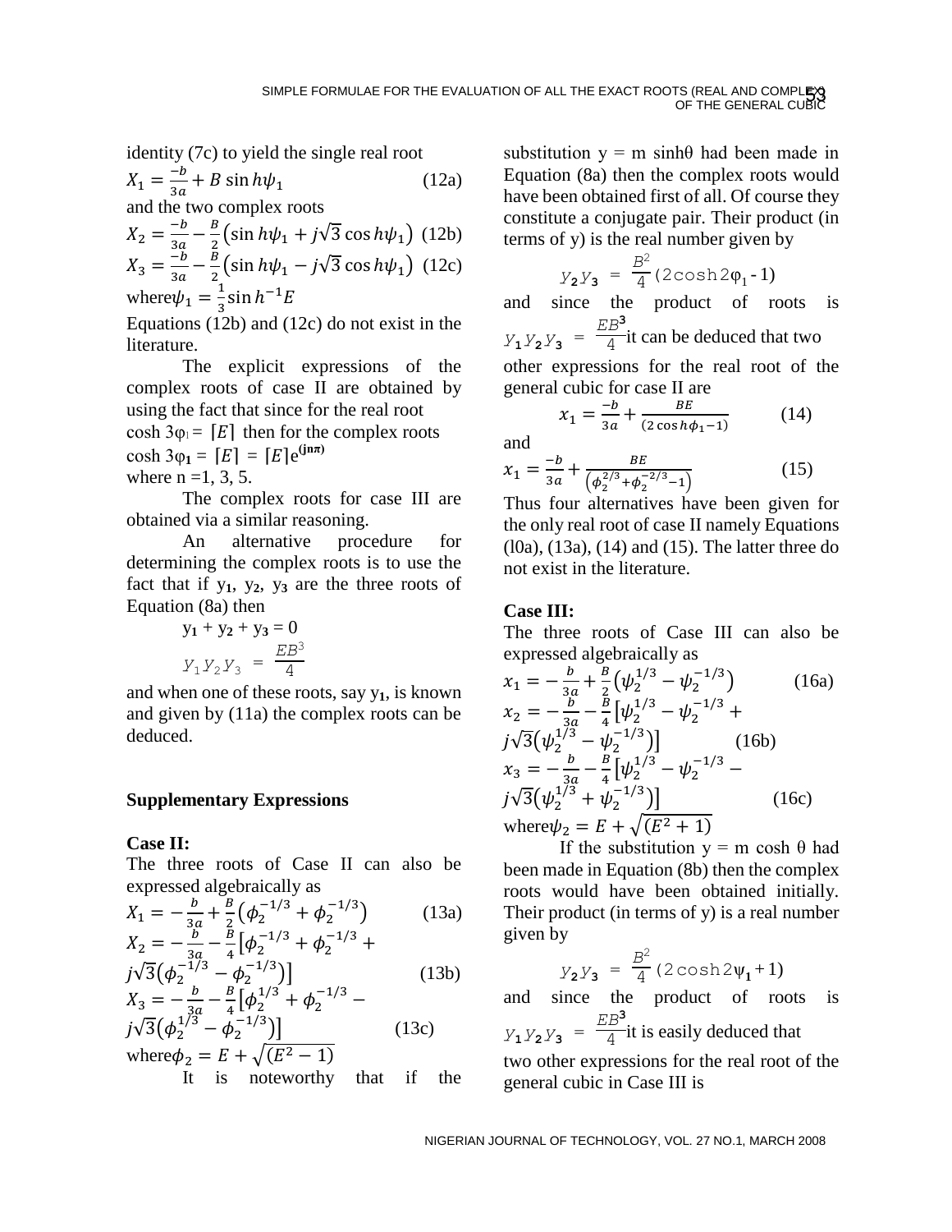identity (7c) to yield the single real root

$$X_1 = \frac{-b}{3a} + B \sin h\psi_1 \qquad (12a)$$

and the two complex roots

$$X_2 = \frac{-b}{3a} - \frac{B}{2}\left(\sin h\psi_1 + j\sqrt{3}\cos h\psi_1\right) \quad (12b)$$

$$X_3 = \frac{-b}{3a} - \frac{B}{2}\left(\sin h\psi_1 - j\sqrt{3}\cos h\psi_1\right) \quad (12c)$$

where $\psi_1 = \frac{1}{3}\sin h^{-1}E$

Equations (12b) and (12c) do not exist in the literature.

The explicit expressions of the complex roots of case II are obtained by using the fact that since for the real root $\cosh 3\varphi_1 = [E]$ then for the complex roots $\cosh 3\varphi_1 = [E] = [E]e^{(jn\pi)}$ where n =1, 3, 5.

The complex roots for case III are obtained via a similar reasoning.

An alternative procedure for determining the complex roots is to use the fact that if $y_1$, $y_2$, $y_3$ are the three roots of Equation (8a) then

$$y_1 + y_2 + y_3 = 0$$

$$y_1 y_2 y_3 = \frac{EB^3}{4}$$

and when one of these roots, say $y_1$, is known and given by (11a) the complex roots can be deduced.

## Supplementary Expressions

### Case II:

The three roots of Case II can also be expressed algebraically as

$$X_1 = -\frac{b}{3a} + \frac{B}{2}\left(\phi_2^{-1/3} + \phi_2^{-1/3}\right) \qquad (13a)$$

$$X_2 = -\frac{b}{3a} - \frac{B}{4}\left[\phi_2^{-1/3} + \phi_2^{-1/3} + j\sqrt{3}\left(\phi_2^{-1/3} - \phi_2^{-1/3}\right)\right] \qquad (13b)$$

$$X_3 = -\frac{b}{3a} - \frac{B}{4}\left[\phi_2^{1/3} + \phi_2^{-1/3} - j\sqrt{3}\left(\phi_2^{1/3} - \phi_2^{-1/3}\right)\right] \qquad (13c)$$

where $\phi_2 = E + \sqrt{(E^2 - 1)}$

It is noteworthy that if the substitution y = m sinhθ had been made in Equation (8a) then the complex roots would have been obtained first of all. Of course they constitute a conjugate pair. Their product (in terms of y) is the real number given by

$$y_2 y_3 = \frac{B^2}{4}(2\cosh 2\varphi_1 - 1)$$

and since the product of roots is $y_1 y_2 y_3 = \frac{EB^3}{4}$ it can be deduced that two other expressions for the real root of the general cubic for case II are

$$x_1 = \frac{-b}{3a} + \frac{BE}{(2\cos h\phi_1 - 1)} \qquad (14)$$

and

$$x_1 = \frac{-b}{3a} + \frac{BE}{\left(\phi_2^{2/3} + \phi_2^{-2/3} - 1\right)} \qquad (15)$$

Thus four alternatives have been given for the only real root of case II namely Equations (l0a), (13a), (14) and (15). The latter three do not exist in the literature.

### Case III:

The three roots of Case III can also be expressed algebraically as

$$x_1 = -\frac{b}{3a} + \frac{B}{2}\left(\psi_2^{1/3} - \psi_2^{-1/3}\right) \qquad (16a)$$

$$x_2 = -\frac{b}{3a} - \frac{B}{4}\left[\psi_2^{1/3} - \psi_2^{-1/3} + j\sqrt{3}\left(\psi_2^{1/3} - \psi_2^{-1/3}\right)\right] \qquad (16b)$$

$$x_3 = -\frac{b}{3a} - \frac{B}{4}\left[\psi_2^{1/3} - \psi_2^{-1/3} - j\sqrt{3}\left(\psi_2^{1/3} + \psi_2^{-1/3}\right)\right] \qquad (16c)$$

where $\psi_2 = E + \sqrt{(E^2 + 1)}$

If the substitution y = m cosh θ had been made in Equation (8b) then the complex roots would have been obtained initially. Their product (in terms of y) is a real number given by

$$y_2 y_3 = \frac{B^2}{4}(2\cosh 2\psi_1 + 1)$$

and since the product of roots is $y_1 y_2 y_3 = \frac{EB^3}{4}$ it is easily deduced that two other expressions for the real root of the general cubic in Case III is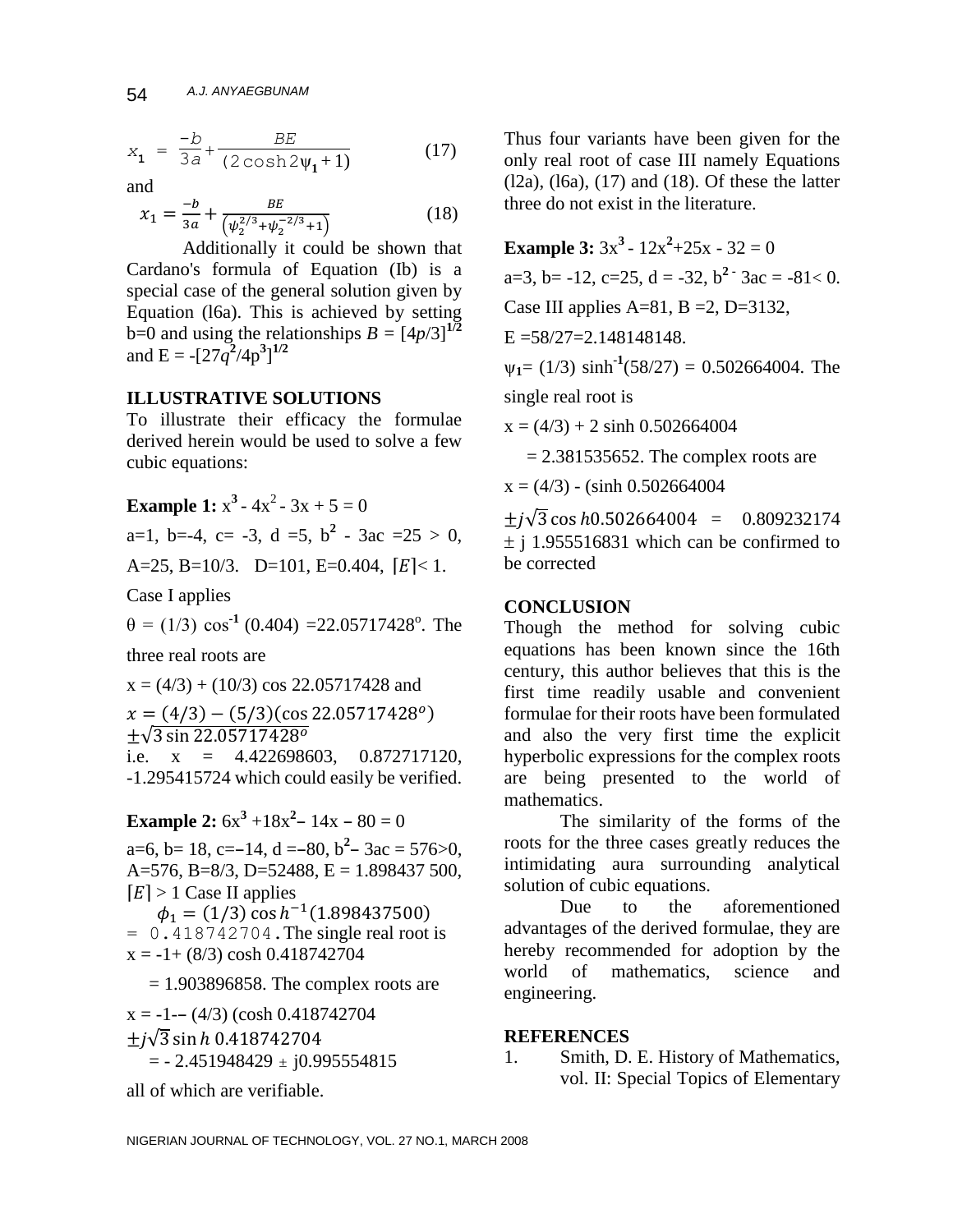$$x_1 = \frac{-b}{3a} + \frac{BE}{(2\cosh 2\psi_1 + 1)} \quad (17)$$

and

$$x_1 = \frac{-b}{3a} + \frac{BE}{\left(\psi_2^{2/3} + \psi_2^{-2/3} + 1\right)} \quad (18)$$

Additionally it could be shown that Cardano's formula of Equation (Ib) is a special case of the general solution given by Equation (l6a). This is achieved by setting b=0 and using the relationships $B = [4p/3]^{1/2}$ and $E = -[27q^2/4p^3]^{1/2}$

## ILLUSTRATIVE SOLUTIONS

To illustrate their efficacy the formulae derived herein would be used to solve a few cubic equations:

**Example 1:** $x^3 - 4x^2 - 3x + 5 = 0$

a=1, b=-4, c= -3, d =5, $b^2$ - 3ac =25 > 0,

A=25, B=10/3. D=101, E=0.404, $\lceil E \rceil < 1$.

Case I applies

$\theta = (1/3)\cos^{-1}(0.404) = 22.05717428^o$. The three real roots are

x = (4/3) + (10/3) cos 22.05717428 and

$x = (4/3) - (5/3)(\cos 22.05717428^o) \pm\sqrt{3}\sin 22.05717428^o$

i.e. x = 4.422698603, 0.872717120, -1.295415724 which could easily be verified.

**Example 2:** $6x^3 + 18x^2 - 14x - 80 = 0$

a=6, b= 18, c=–14, d =–80, $b^2$– 3ac = 576>0, A=576, B=8/3, D=52488, E = 1.898437 500, $\lceil E \rceil > 1$ Case II applies

$\phi_1 = (1/3)\cosh^{-1}(1.898437500)$ = 0.418742704. The single real root is x = -1+ (8/3) cosh 0.418742704

= 1.903896858. The complex roots are

x = -1-– (4/3) (cosh 0.418742704 $\pm j\sqrt{3}\sinh 0.418742704$

= - 2.451948429 ± j0.995554815

all of which are verifiable.

Thus four variants have been given for the only real root of case III namely Equations (l2a), (l6a), (17) and (18). Of these the latter three do not exist in the literature.

**Example 3:** $3x^3 - 12x^2 + 25x - 32 = 0$

a=3, b= -12, c=25, d = -32, $b^2$ - 3ac = -81< 0.

Case III applies A=81, B =2, D=3132,

E =58/27=2.148148148.

$\psi_1 = (1/3)\sinh^{-1}(58/27) = 0.502664004$. The single real root is

x = (4/3) + 2 sinh 0.502664004

= 2.381535652. The complex roots are

x = (4/3) - (sinh 0.502664004

$\pm j\sqrt{3}\cosh 0.502664004$ = 0.809232174 ± j 1.955516831 which can be confirmed to be corrected

## CONCLUSION

Though the method for solving cubic equations has been known since the 16th century, this author believes that this is the first time readily usable and convenient formulae for their roots have been formulated and also the very first time the explicit hyperbolic expressions for the complex roots are being presented to the world of mathematics.

The similarity of the forms of the roots for the three cases greatly reduces the intimidating aura surrounding analytical solution of cubic equations.

Due to the aforementioned advantages of the derived formulae, they are hereby recommended for adoption by the world of mathematics, science and engineering.

## REFERENCES

1. Smith, D. E. History of Mathematics, vol. II: Special Topics of Elementary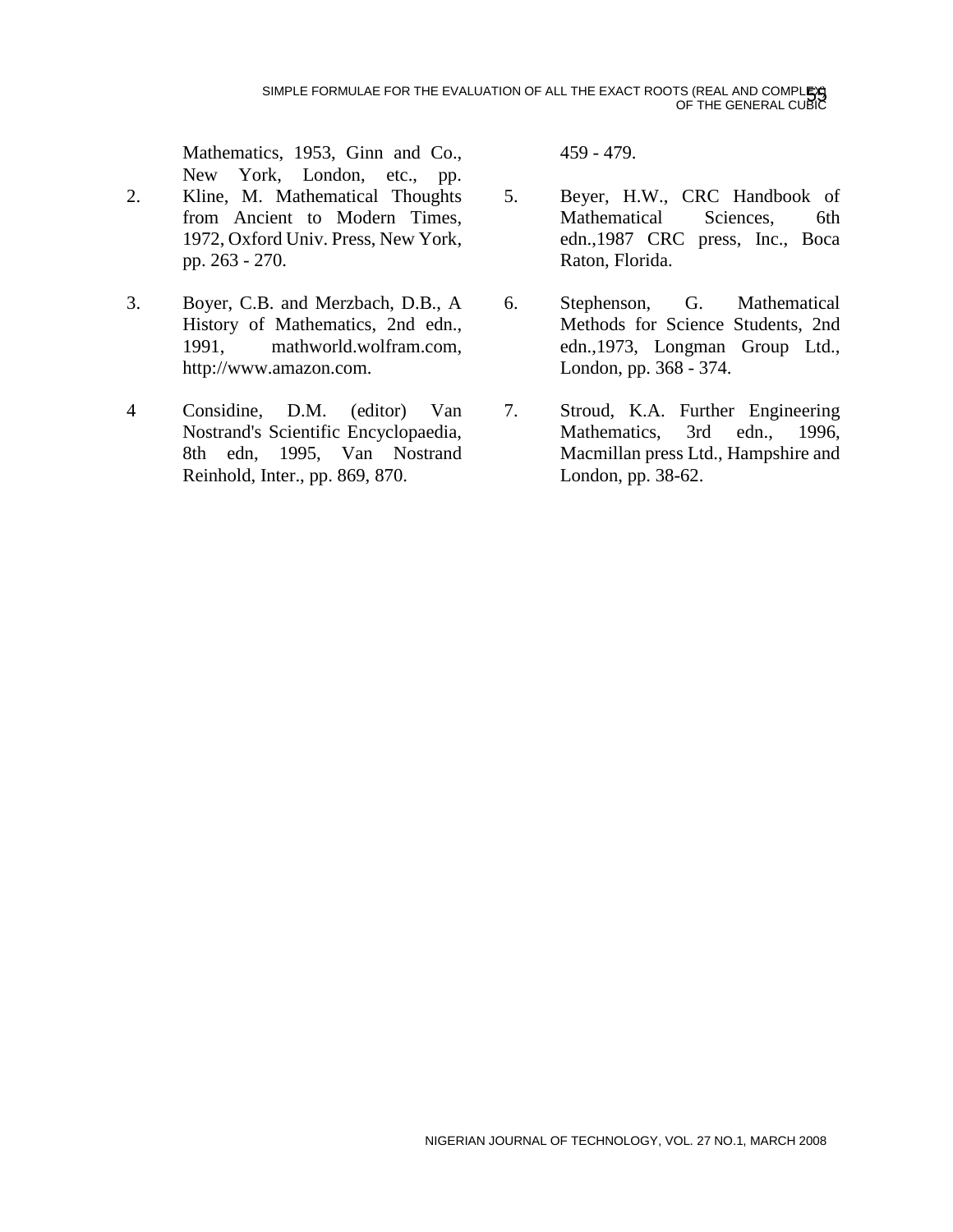Mathematics, 1953, Ginn and Co., New York, London, etc., pp. 459 - 479.

2. Kline, M. Mathematical Thoughts from Ancient to Modern Times, 1972, Oxford Univ. Press, New York, pp. 263 - 270.

3. Boyer, C.B. and Merzbach, D.B., A History of Mathematics, 2nd edn., 1991, mathworld.wolfram.com, http://www.amazon.com.

4 Considine, D.M. (editor) Van Nostrand's Scientific Encyclopaedia, 8th edn, 1995, Van Nostrand Reinhold, Inter., pp. 869, 870.

5. Beyer, H.W., CRC Handbook of Mathematical Sciences, 6th edn.,1987 CRC press, Inc., Boca Raton, Florida.

6. Stephenson, G. Mathematical Methods for Science Students, 2nd edn.,1973, Longman Group Ltd., London, pp. 368 - 374.

7. Stroud, K.A. Further Engineering Mathematics, 3rd edn., 1996, Macmillan press Ltd., Hampshire and London, pp. 38-62.